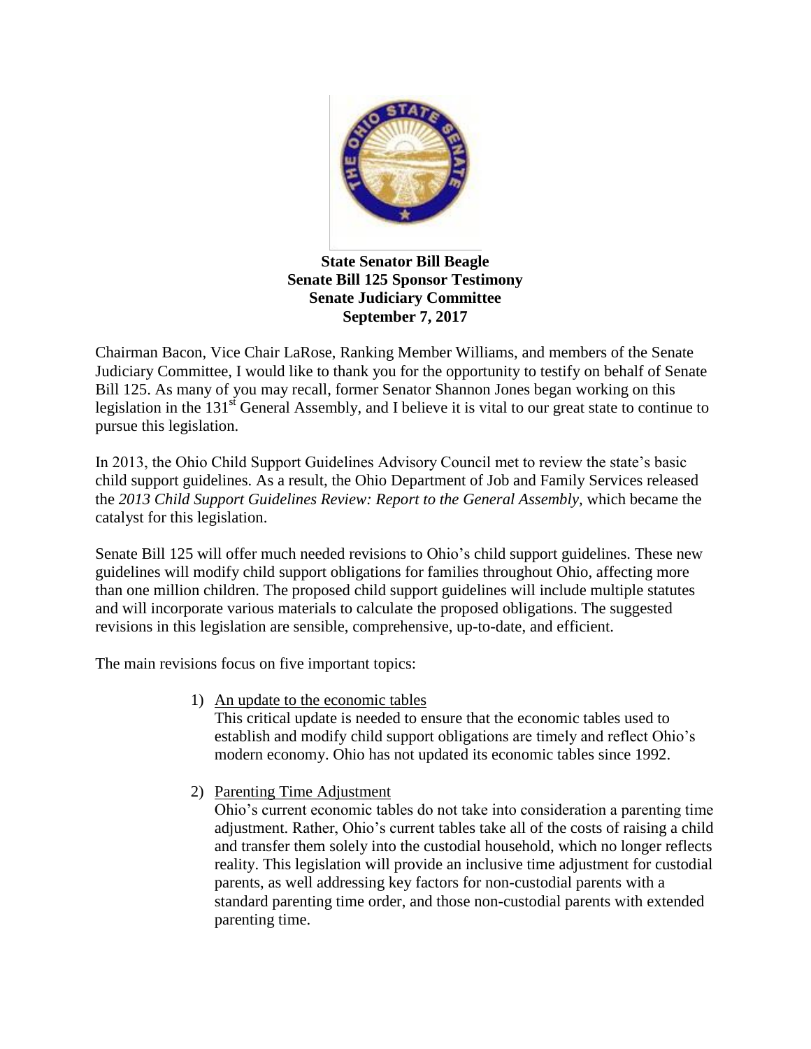**State Senator Bill Beagle**
**Senate Bill 125 Sponsor Testimony**
**Senate Judiciary Committee**
**September 7, 2017**

Chairman Bacon, Vice Chair LaRose, Ranking Member Williams, and members of the Senate Judiciary Committee, I would like to thank you for the opportunity to testify on behalf of Senate Bill 125. As many of you may recall, former Senator Shannon Jones began working on this legislation in the 131st General Assembly, and I believe it is vital to our great state to continue to pursue this legislation.

In 2013, the Ohio Child Support Guidelines Advisory Council met to review the state's basic child support guidelines. As a result, the Ohio Department of Job and Family Services released the *2013 Child Support Guidelines Review: Report to the General Assembly,* which became the catalyst for this legislation.

Senate Bill 125 will offer much needed revisions to Ohio's child support guidelines. These new guidelines will modify child support obligations for families throughout Ohio, affecting more than one million children. The proposed child support guidelines will include multiple statutes and will incorporate various materials to calculate the proposed obligations. The suggested revisions in this legislation are sensible, comprehensive, up-to-date, and efficient.

The main revisions focus on five important topics:

1) <u>An update to the economic tables</u>
   This critical update is needed to ensure that the economic tables used to establish and modify child support obligations are timely and reflect Ohio's modern economy. Ohio has not updated its economic tables since 1992.

2) <u>Parenting Time Adjustment</u>
   Ohio's current economic tables do not take into consideration a parenting time adjustment. Rather, Ohio's current tables take all of the costs of raising a child and transfer them solely into the custodial household, which no longer reflects reality. This legislation will provide an inclusive time adjustment for custodial parents, as well addressing key factors for non-custodial parents with a standard parenting time order, and those non-custodial parents with extended parenting time.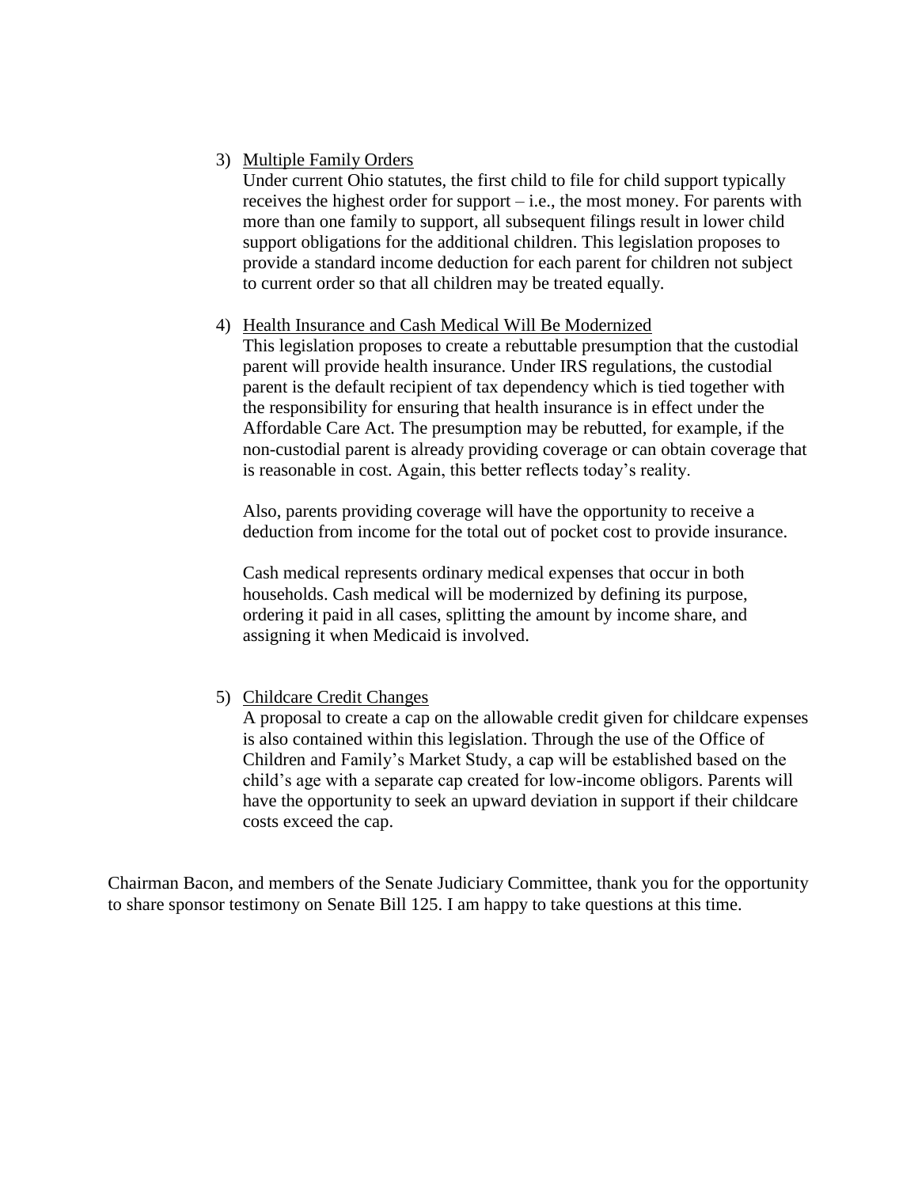3) <u>Multiple Family Orders</u>

   Under current Ohio statutes, the first child to file for child support typically receives the highest order for support – i.e., the most money. For parents with more than one family to support, all subsequent filings result in lower child support obligations for the additional children. This legislation proposes to provide a standard income deduction for each parent for children not subject to current order so that all children may be treated equally.

4) <u>Health Insurance and Cash Medical Will Be Modernized</u>

   This legislation proposes to create a rebuttable presumption that the custodial parent will provide health insurance. Under IRS regulations, the custodial parent is the default recipient of tax dependency which is tied together with the responsibility for ensuring that health insurance is in effect under the Affordable Care Act. The presumption may be rebutted, for example, if the non-custodial parent is already providing coverage or can obtain coverage that is reasonable in cost. Again, this better reflects today's reality.

   Also, parents providing coverage will have the opportunity to receive a deduction from income for the total out of pocket cost to provide insurance.

   Cash medical represents ordinary medical expenses that occur in both households. Cash medical will be modernized by defining its purpose, ordering it paid in all cases, splitting the amount by income share, and assigning it when Medicaid is involved.

5) <u>Childcare Credit Changes</u>

   A proposal to create a cap on the allowable credit given for childcare expenses is also contained within this legislation. Through the use of the Office of Children and Family's Market Study, a cap will be established based on the child's age with a separate cap created for low-income obligors. Parents will have the opportunity to seek an upward deviation in support if their childcare costs exceed the cap.

Chairman Bacon, and members of the Senate Judiciary Committee, thank you for the opportunity to share sponsor testimony on Senate Bill 125. I am happy to take questions at this time.